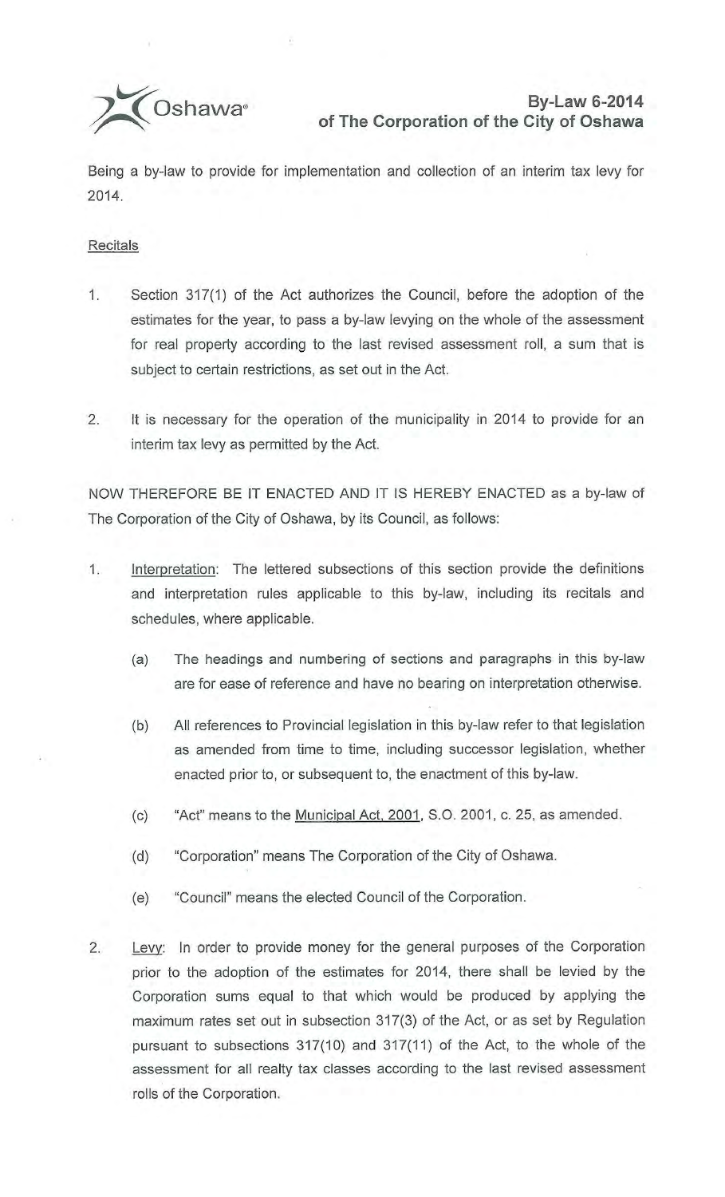# By-Law 6-2014
## of The Corporation of the City of Oshawa

Being a by-law to provide for implementation and collection of an interim tax levy for 2014.

Recitals

1. Section 317(1) of the Act authorizes the Council, before the adoption of the estimates for the year, to pass a by-law levying on the whole of the assessment for real property according to the last revised assessment roll, a sum that is subject to certain restrictions, as set out in the Act.

2. It is necessary for the operation of the municipality in 2014 to provide for an interim tax levy as permitted by the Act.

NOW THEREFORE BE IT ENACTED AND IT IS HEREBY ENACTED as a by-law of The Corporation of the City of Oshawa, by its Council, as follows:

1. Interpretation: The lettered subsections of this section provide the definitions and interpretation rules applicable to this by-law, including its recitals and schedules, where applicable.

   (a) The headings and numbering of sections and paragraphs in this by-law are for ease of reference and have no bearing on interpretation otherwise.

   (b) All references to Provincial legislation in this by-law refer to that legislation as amended from time to time, including successor legislation, whether enacted prior to, or subsequent to, the enactment of this by-law.

   (c) "Act" means to the Municipal Act, 2001, S.O. 2001, c. 25, as amended.

   (d) "Corporation" means The Corporation of the City of Oshawa.

   (e) "Council" means the elected Council of the Corporation.

2. Levy: In order to provide money for the general purposes of the Corporation prior to the adoption of the estimates for 2014, there shall be levied by the Corporation sums equal to that which would be produced by applying the maximum rates set out in subsection 317(3) of the Act, or as set by Regulation pursuant to subsections 317(10) and 317(11) of the Act, to the whole of the assessment for all realty tax classes according to the last revised assessment rolls of the Corporation.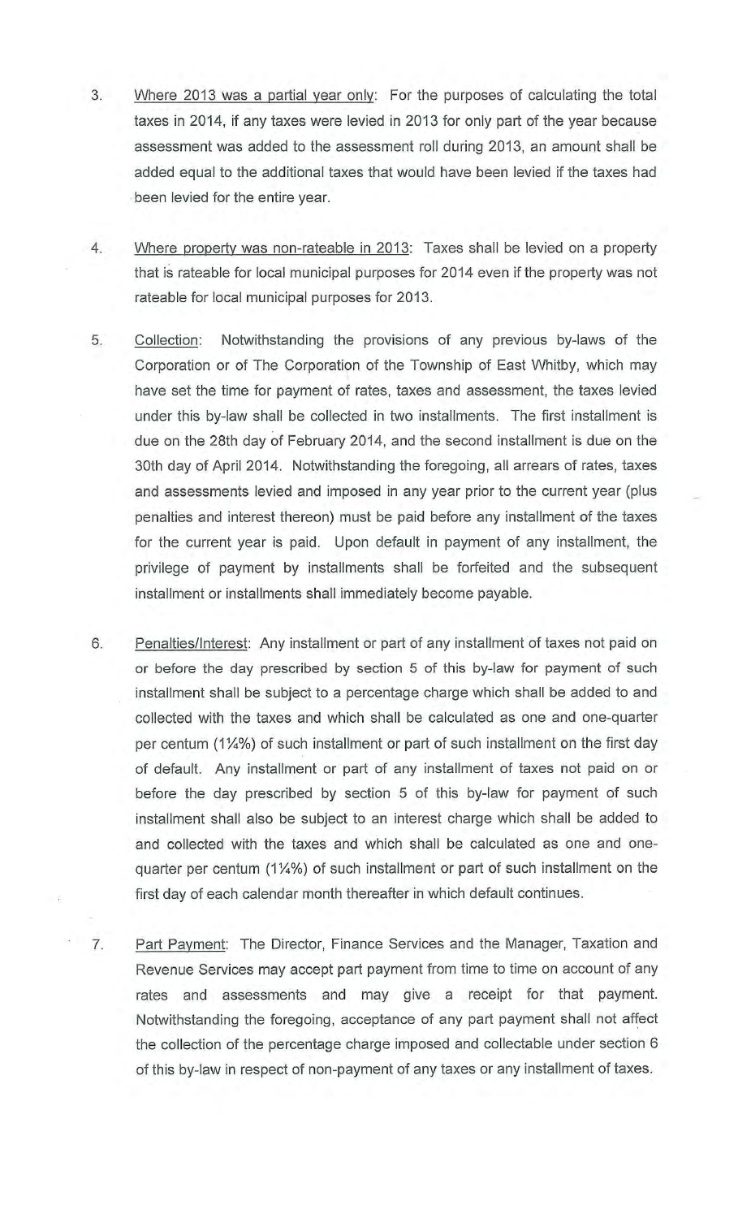3. <u>Where 2013 was a partial year only</u>: For the purposes of calculating the total taxes in 2014, if any taxes were levied in 2013 for only part of the year because assessment was added to the assessment roll during 2013, an amount shall be added equal to the additional taxes that would have been levied if the taxes had been levied for the entire year.

4. <u>Where property was non-rateable in 2013</u>: Taxes shall be levied on a property that is rateable for local municipal purposes for 2014 even if the property was not rateable for local municipal purposes for 2013.

5. <u>Collection</u>: Notwithstanding the provisions of any previous by-laws of the Corporation or of The Corporation of the Township of East Whitby, which may have set the time for payment of rates, taxes and assessment, the taxes levied under this by-law shall be collected in two installments. The first installment is due on the 28th day of February 2014, and the second installment is due on the 30th day of April 2014. Notwithstanding the foregoing, all arrears of rates, taxes and assessments levied and imposed in any year prior to the current year (plus penalties and interest thereon) must be paid before any installment of the taxes for the current year is paid. Upon default in payment of any installment, the privilege of payment by installments shall be forfeited and the subsequent installment or installments shall immediately become payable.

6. <u>Penalties/Interest</u>: Any installment or part of any installment of taxes not paid on or before the day prescribed by section 5 of this by-law for payment of such installment shall be subject to a percentage charge which shall be added to and collected with the taxes and which shall be calculated as one and one-quarter per centum (1¼%) of such installment or part of such installment on the first day of default. Any installment or part of any installment of taxes not paid on or before the day prescribed by section 5 of this by-law for payment of such installment shall also be subject to an interest charge which shall be added to and collected with the taxes and which shall be calculated as one and one-quarter per centum (1¼%) of such installment or part of such installment on the first day of each calendar month thereafter in which default continues.

7. <u>Part Payment</u>: The Director, Finance Services and the Manager, Taxation and Revenue Services may accept part payment from time to time on account of any rates and assessments and may give a receipt for that payment. Notwithstanding the foregoing, acceptance of any part payment shall not affect the collection of the percentage charge imposed and collectable under section 6 of this by-law in respect of non-payment of any taxes or any installment of taxes.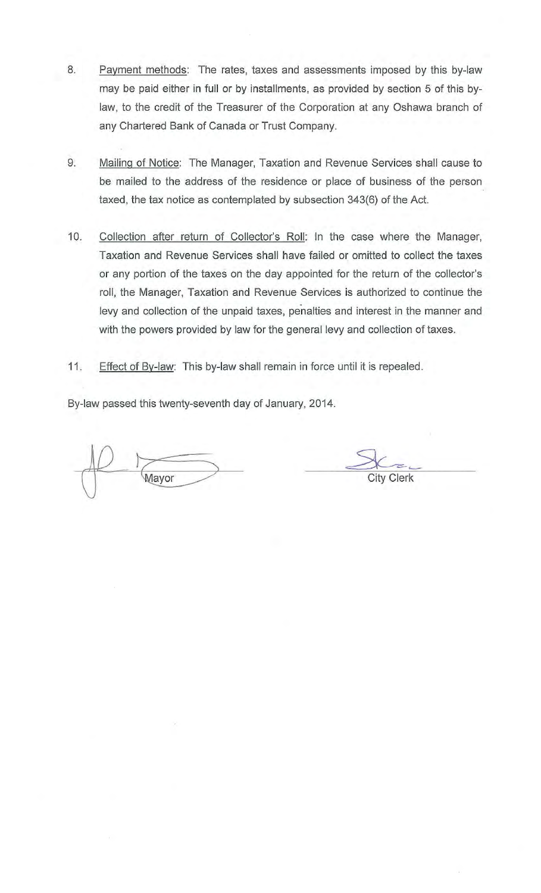8. Payment methods: The rates, taxes and assessments imposed by this by-law may be paid either in full or by installments, as provided by section 5 of this by-law, to the credit of the Treasurer of the Corporation at any Oshawa branch of any Chartered Bank of Canada or Trust Company.

9. Mailing of Notice: The Manager, Taxation and Revenue Services shall cause to be mailed to the address of the residence or place of business of the person taxed, the tax notice as contemplated by subsection 343(6) of the Act.

10. Collection after return of Collector's Roll: In the case where the Manager, Taxation and Revenue Services shall have failed or omitted to collect the taxes or any portion of the taxes on the day appointed for the return of the collector's roll, the Manager, Taxation and Revenue Services is authorized to continue the levy and collection of the unpaid taxes, penalties and interest in the manner and with the powers provided by law for the general levy and collection of taxes.

11. Effect of By-law: This by-law shall remain in force until it is repealed.

By-law passed this twenty-seventh day of January, 2014.

Mayor

City Clerk